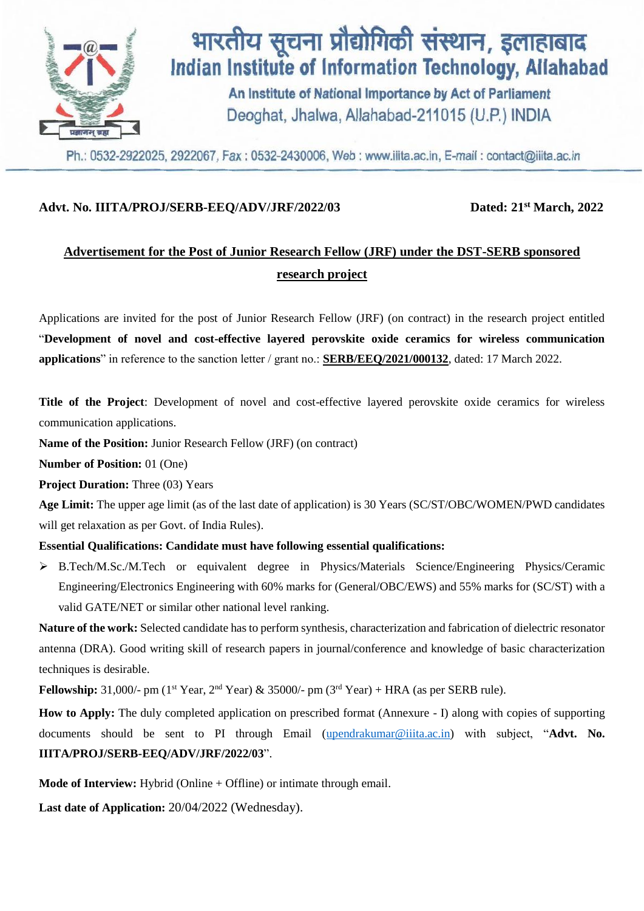# भारतीय सूचना प्रौद्योगिकी संस्थान, इलाहाबाद

# Indian Institute of Information Technology, Allahabad

An Institute of National Importance by Act of Parliament

Deoghat, Jhalwa, Allahabad-211015 (U.P.) INDIA

Ph.: 0532-2922025, 2922067, Fax : 0532-2430006, Web : www.iiita.ac.in, E-mail : contact@iiita.ac.in

**Advt. No. IIITA/PROJ/SERB-EEQ/ADV/JRF/2022/03** **Dated: 21st March, 2022**

## Advertisement for the Post of Junior Research Fellow (JRF) under the DST-SERB sponsored research project

Applications are invited for the post of Junior Research Fellow (JRF) (on contract) in the research project entitled "**Development of novel and cost-effective layered perovskite oxide ceramics for wireless communication applications**" in reference to the sanction letter / grant no.: **SERB/EEQ/2021/000132**, dated: 17 March 2022.

**Title of the Project**: Development of novel and cost-effective layered perovskite oxide ceramics for wireless communication applications.

**Name of the Position:** Junior Research Fellow (JRF) (on contract)

**Number of Position:** 01 (One)

**Project Duration:** Three (03) Years

**Age Limit:** The upper age limit (as of the last date of application) is 30 Years (SC/ST/OBC/WOMEN/PWD candidates will get relaxation as per Govt. of India Rules).

**Essential Qualifications: Candidate must have following essential qualifications:**

- B.Tech/M.Sc./M.Tech or equivalent degree in Physics/Materials Science/Engineering Physics/Ceramic Engineering/Electronics Engineering with 60% marks for (General/OBC/EWS) and 55% marks for (SC/ST) with a valid GATE/NET or similar other national level ranking.

**Nature of the work:** Selected candidate has to perform synthesis, characterization and fabrication of dielectric resonator antenna (DRA). Good writing skill of research papers in journal/conference and knowledge of basic characterization techniques is desirable.

**Fellowship:** 31,000/- pm (1st Year, 2nd Year) & 35000/- pm (3rd Year) + HRA (as per SERB rule).

**How to Apply:** The duly completed application on prescribed format (Annexure - I) along with copies of supporting documents should be sent to PI through Email (upendrakumar@iiita.ac.in) with subject, "**Advt. No. IIITA/PROJ/SERB-EEQ/ADV/JRF/2022/03**".

**Mode of Interview:** Hybrid (Online + Offline) or intimate through email.

**Last date of Application:** 20/04/2022 (Wednesday).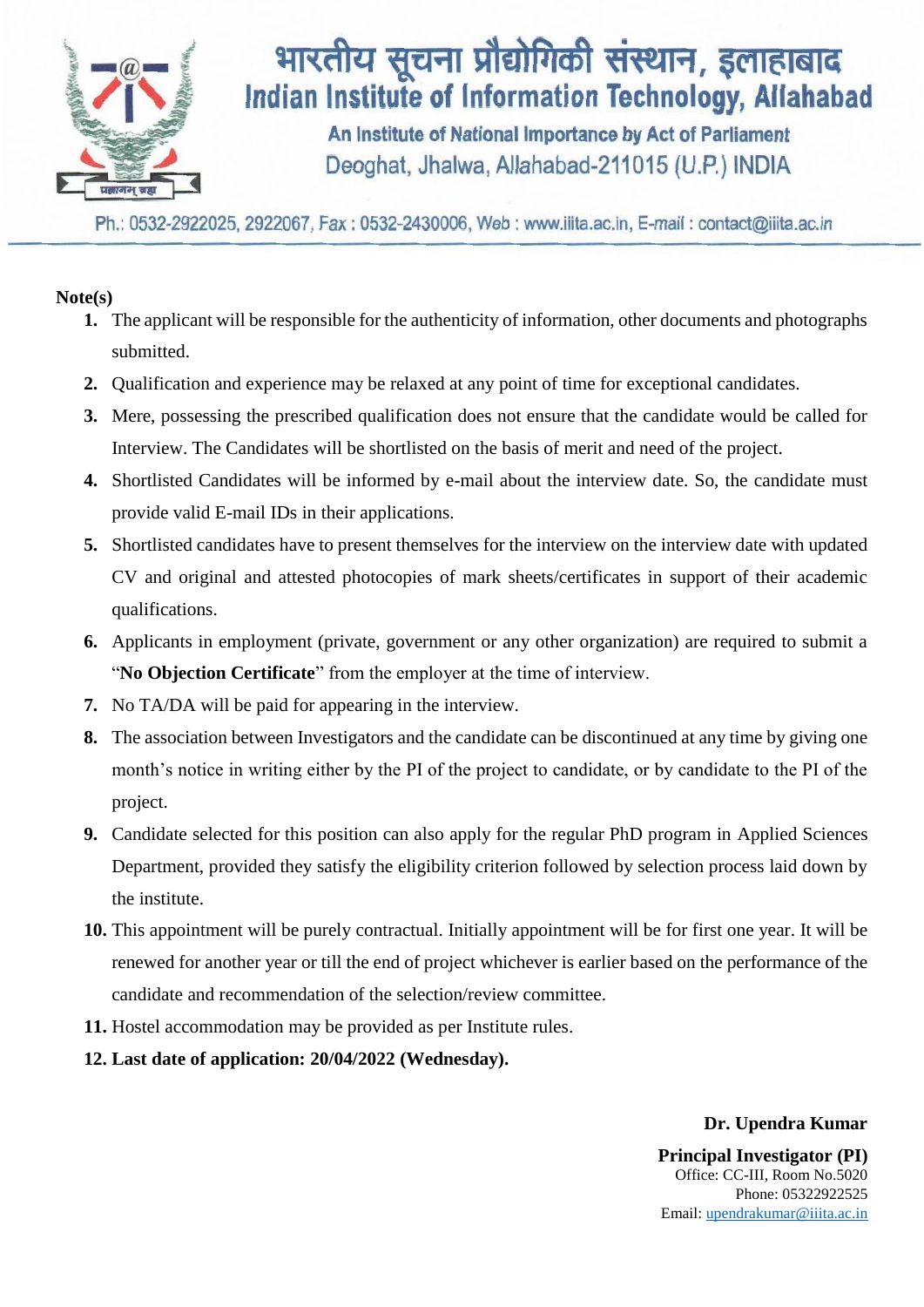**Note(s)**

1. The applicant will be responsible for the authenticity of information, other documents and photographs submitted.
2. Qualification and experience may be relaxed at any point of time for exceptional candidates.
3. Mere, possessing the prescribed qualification does not ensure that the candidate would be called for Interview. The Candidates will be shortlisted on the basis of merit and need of the project.
4. Shortlisted Candidates will be informed by e-mail about the interview date. So, the candidate must provide valid E-mail IDs in their applications.
5. Shortlisted candidates have to present themselves for the interview on the interview date with updated CV and original and attested photocopies of mark sheets/certificates in support of their academic qualifications.
6. Applicants in employment (private, government or any other organization) are required to submit a "**No Objection Certificate**" from the employer at the time of interview.
7. No TA/DA will be paid for appearing in the interview.
8. The association between Investigators and the candidate can be discontinued at any time by giving one month's notice in writing either by the PI of the project to candidate, or by candidate to the PI of the project.
9. Candidate selected for this position can also apply for the regular PhD program in Applied Sciences Department, provided they satisfy the eligibility criterion followed by selection process laid down by the institute.
10. This appointment will be purely contractual. Initially appointment will be for first one year. It will be renewed for another year or till the end of project whichever is earlier based on the performance of the candidate and recommendation of the selection/review committee.
11. Hostel accommodation may be provided as per Institute rules.
12. **Last date of application: 20/04/2022 (Wednesday).**

**Dr. Upendra Kumar**

**Principal Investigator (PI)**
Office: CC-III, Room No.5020
Phone: 05322922525
Email: upendrakumar@iiita.ac.in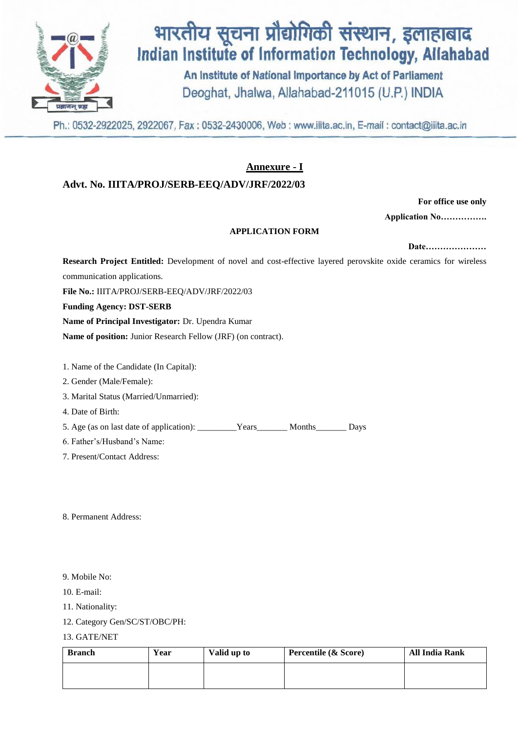# भारतीय सूचना प्रौद्योगिकी संस्थान, इलाहाबाद
# Indian Institute of Information Technology, Allahabad

An Institute of National Importance by Act of Parliament

Deoghat, Jhalwa, Allahabad-211015 (U.P.) INDIA

Ph.: 0532-2922025, 2922067, Fax : 0532-2430006, Web : www.iiita.ac.in, E-mail : contact@iiita.ac.in

## Annexure - I

**Advt. No. IIITA/PROJ/SERB-EEQ/ADV/JRF/2022/03**

**For office use only**

**Application No…………….**

**APPLICATION FORM**

**Date…………………**

**Research Project Entitled:** Development of novel and cost-effective layered perovskite oxide ceramics for wireless communication applications.

**File No.:** IIITA/PROJ/SERB-EEQ/ADV/JRF/2022/03

**Funding Agency: DST-SERB**

**Name of Principal Investigator:** Dr. Upendra Kumar

**Name of position:** Junior Research Fellow (JRF) (on contract).

1. Name of the Candidate (In Capital):
2. Gender (Male/Female):
3. Marital Status (Married/Unmarried):
4. Date of Birth:
5. Age (as on last date of application): _________Years_______ Months_______ Days
6. Father's/Husband's Name:
7. Present/Contact Address:

8. Permanent Address:

9. Mobile No:
10. E-mail:
11. Nationality:
12. Category Gen/SC/ST/OBC/PH:
13. GATE/NET

| Branch | Year | Valid up to | Percentile (& Score) | All India Rank |
|---|---|---|---|---|
| | | | | |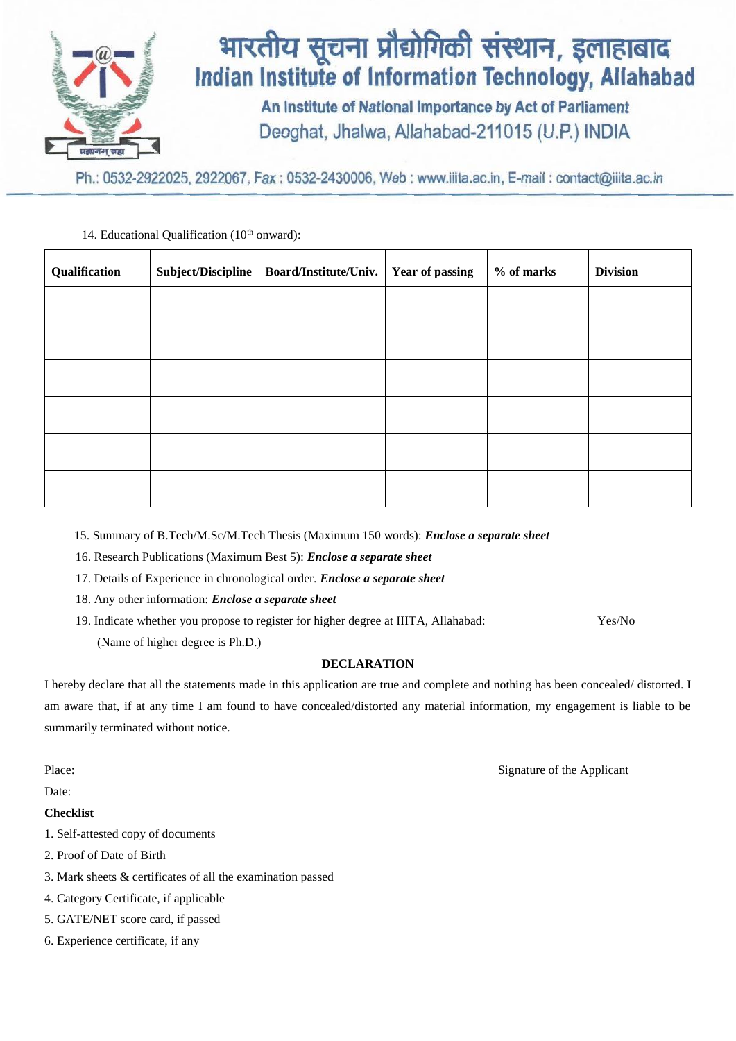# भारतीय सूचना प्रौद्योगिकी संस्थान, इलाहाबाद
# Indian Institute of Information Technology, Allahabad

An Institute of National Importance by Act of Parliament
Deoghat, Jhalwa, Allahabad-211015 (U.P.) INDIA

Ph.: 0532-2922025, 2922067, Fax : 0532-2430006, Web : www.iiita.ac.in, E-mail : contact@iiita.ac.in

14. Educational Qualification (10th onward):

| Qualification | Subject/Discipline | Board/Institute/Univ. | Year of passing | % of marks | Division |
|---|---|---|---|---|---|
| | | | | | |
| | | | | | |
| | | | | | |
| | | | | | |
| | | | | | |
| | | | | | |

15. Summary of B.Tech/M.Sc/M.Tech Thesis (Maximum 150 words): ***Enclose a separate sheet***
16. Research Publications (Maximum Best 5): ***Enclose a separate sheet***
17. Details of Experience in chronological order. ***Enclose a separate sheet***
18. Any other information: ***Enclose a separate sheet***
19. Indicate whether you propose to register for higher degree at IIITA, Allahabad: Yes/No
    (Name of higher degree is Ph.D.)

**DECLARATION**

I hereby declare that all the statements made in this application are true and complete and nothing has been concealed/ distorted. I am aware that, if at any time I am found to have concealed/distorted any material information, my engagement is liable to be summarily terminated without notice.

Place: Signature of the Applicant

Date:

**Checklist**

1. Self-attested copy of documents
2. Proof of Date of Birth
3. Mark sheets & certificates of all the examination passed
4. Category Certificate, if applicable
5. GATE/NET score card, if passed
6. Experience certificate, if any